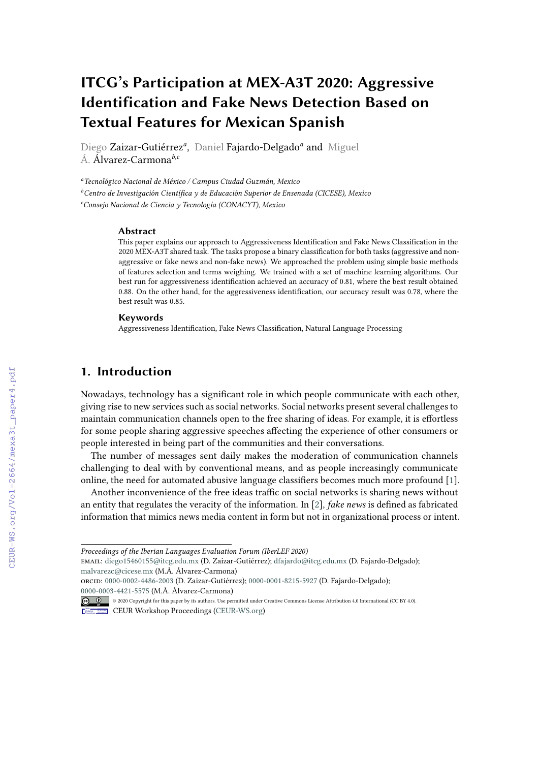# ITCG's Participation at MEX-A3T 2020: Aggressive Identification and Fake News Detection Based on Textual Features for Mexican Spanish

Diego Zaizar-Gutiérrez[a], Daniel Fajardo-Delgado[a] and Miguel Á. Álvarez-Carmona[b,c]

[a] *Tecnológico Nacional de México / Campus Ciudad Guzmán, Mexico*
[b] *Centro de Investigación Científica y de Educación Superior de Ensenada (CICESE), Mexico*
[c] *Consejo Nacional de Ciencia y Tecnología (CONACYT), Mexico*

### Abstract

This paper explains our approach to Aggressiveness Identification and Fake News Classification in the 2020 MEX-A3T shared task. The tasks propose a binary classification for both tasks (aggressive and non-aggressive or fake news and non-fake news). We approached the problem using simple basic methods of features selection and terms weighing. We trained with a set of machine learning algorithms. Our best run for aggressiveness identification achieved an accuracy of 0.81, where the best result obtained 0.88. On the other hand, for the aggressiveness identification, our accuracy result was 0.78, where the best result was 0.85.

### Keywords

Aggressiveness Identification, Fake News Classification, Natural Language Processing

## 1. Introduction

Nowadays, technology has a significant role in which people communicate with each other, giving rise to new services such as social networks. Social networks present several challenges to maintain communication channels open to the free sharing of ideas. For example, it is effortless for some people sharing aggressive speeches affecting the experience of other consumers or people interested in being part of the communities and their conversations.

The number of messages sent daily makes the moderation of communication channels challenging to deal with by conventional means, and as people increasingly communicate online, the need for automated abusive language classifiers becomes much more profound [1].

Another inconvenience of the free ideas traffic on social networks is sharing news without an entity that regulates the veracity of the information. In [2], *fake news* is defined as fabricated information that mimics news media content in form but not in organizational process or intent.

---

*Proceedings of the Iberian Languages Evaluation Forum (IberLEF 2020)*
EMAIL: diego15460155@itcg.edu.mx (D. Zaizar-Gutiérrez); dfajardo@itcg.edu.mx (D. Fajardo-Delgado); malvarezc@cicese.mx (M.Á. Álvarez-Carmona)
ORCID: 0000-0002-4486-2003 (D. Zaizar-Gutiérrez); 0000-0001-8215-5927 (D. Fajardo-Delgado); 0000-0003-4421-5575 (M.Á. Álvarez-Carmona)
© 2020 Copyright for this paper by its authors. Use permitted under Creative Commons License Attribution 4.0 International (CC BY 4.0).
CEUR Workshop Proceedings (CEUR-WS.org)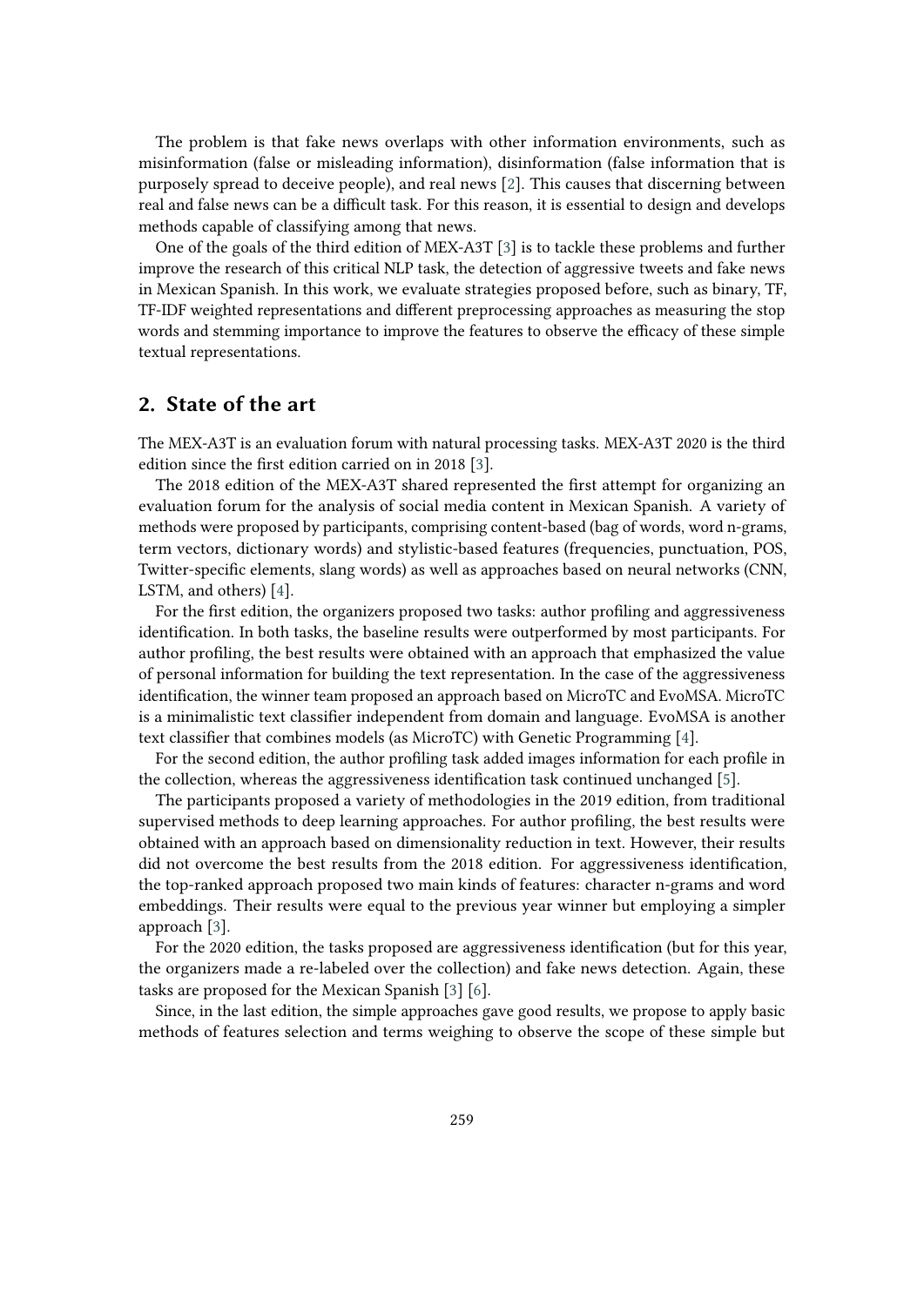The problem is that fake news overlaps with other information environments, such as misinformation (false or misleading information), disinformation (false information that is purposely spread to deceive people), and real news [2]. This causes that discerning between real and false news can be a difficult task. For this reason, it is essential to design and develops methods capable of classifying among that news.

One of the goals of the third edition of MEX-A3T [3] is to tackle these problems and further improve the research of this critical NLP task, the detection of aggressive tweets and fake news in Mexican Spanish. In this work, we evaluate strategies proposed before, such as binary, TF, TF-IDF weighted representations and different preprocessing approaches as measuring the stop words and stemming importance to improve the features to observe the efficacy of these simple textual representations.

## 2. State of the art

The MEX-A3T is an evaluation forum with natural processing tasks. MEX-A3T 2020 is the third edition since the first edition carried on in 2018 [3].

The 2018 edition of the MEX-A3T shared represented the first attempt for organizing an evaluation forum for the analysis of social media content in Mexican Spanish. A variety of methods were proposed by participants, comprising content-based (bag of words, word n-grams, term vectors, dictionary words) and stylistic-based features (frequencies, punctuation, POS, Twitter-specific elements, slang words) as well as approaches based on neural networks (CNN, LSTM, and others) [4].

For the first edition, the organizers proposed two tasks: author profiling and aggressiveness identification. In both tasks, the baseline results were outperformed by most participants. For author profiling, the best results were obtained with an approach that emphasized the value of personal information for building the text representation. In the case of the aggressiveness identification, the winner team proposed an approach based on MicroTC and EvoMSA. MicroTC is a minimalistic text classifier independent from domain and language. EvoMSA is another text classifier that combines models (as MicroTC) with Genetic Programming [4].

For the second edition, the author profiling task added images information for each profile in the collection, whereas the aggressiveness identification task continued unchanged [5].

The participants proposed a variety of methodologies in the 2019 edition, from traditional supervised methods to deep learning approaches. For author profiling, the best results were obtained with an approach based on dimensionality reduction in text. However, their results did not overcome the best results from the 2018 edition. For aggressiveness identification, the top-ranked approach proposed two main kinds of features: character n-grams and word embeddings. Their results were equal to the previous year winner but employing a simpler approach [3].

For the 2020 edition, the tasks proposed are aggressiveness identification (but for this year, the organizers made a re-labeled over the collection) and fake news detection. Again, these tasks are proposed for the Mexican Spanish [3] [6].

Since, in the last edition, the simple approaches gave good results, we propose to apply basic methods of features selection and terms weighing to observe the scope of these simple but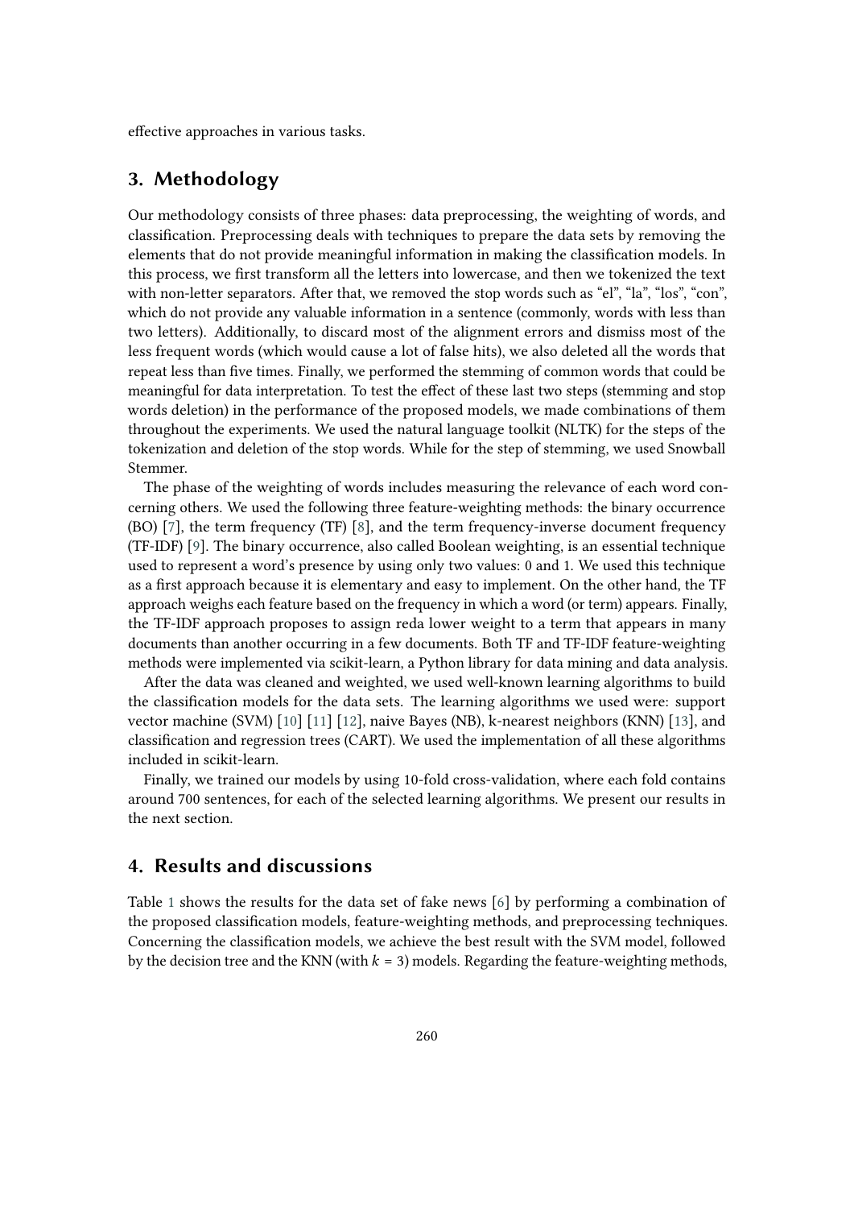effective approaches in various tasks.

## 3. Methodology

Our methodology consists of three phases: data preprocessing, the weighting of words, and classification. Preprocessing deals with techniques to prepare the data sets by removing the elements that do not provide meaningful information in making the classification models. In this process, we first transform all the letters into lowercase, and then we tokenized the text with non-letter separators. After that, we removed the stop words such as "el", "la", "los", "con", which do not provide any valuable information in a sentence (commonly, words with less than two letters). Additionally, to discard most of the alignment errors and dismiss most of the less frequent words (which would cause a lot of false hits), we also deleted all the words that repeat less than five times. Finally, we performed the stemming of common words that could be meaningful for data interpretation. To test the effect of these last two steps (stemming and stop words deletion) in the performance of the proposed models, we made combinations of them throughout the experiments. We used the natural language toolkit (NLTK) for the steps of the tokenization and deletion of the stop words. While for the step of stemming, we used Snowball Stemmer.

The phase of the weighting of words includes measuring the relevance of each word concerning others. We used the following three feature-weighting methods: the binary occurrence (BO) [7], the term frequency (TF) [8], and the term frequency-inverse document frequency (TF-IDF) [9]. The binary occurrence, also called Boolean weighting, is an essential technique used to represent a word's presence by using only two values: 0 and 1. We used this technique as a first approach because it is elementary and easy to implement. On the other hand, the TF approach weighs each feature based on the frequency in which a word (or term) appears. Finally, the TF-IDF approach proposes to assign reda lower weight to a term that appears in many documents than another occurring in a few documents. Both TF and TF-IDF feature-weighting methods were implemented via scikit-learn, a Python library for data mining and data analysis.

After the data was cleaned and weighted, we used well-known learning algorithms to build the classification models for the data sets. The learning algorithms we used were: support vector machine (SVM) [10] [11] [12], naive Bayes (NB), k-nearest neighbors (KNN) [13], and classification and regression trees (CART). We used the implementation of all these algorithms included in scikit-learn.

Finally, we trained our models by using 10-fold cross-validation, where each fold contains around 700 sentences, for each of the selected learning algorithms. We present our results in the next section.

## 4. Results and discussions

Table 1 shows the results for the data set of fake news [6] by performing a combination of the proposed classification models, feature-weighting methods, and preprocessing techniques. Concerning the classification models, we achieve the best result with the SVM model, followed by the decision tree and the KNN (with $k = 3$) models. Regarding the feature-weighting methods,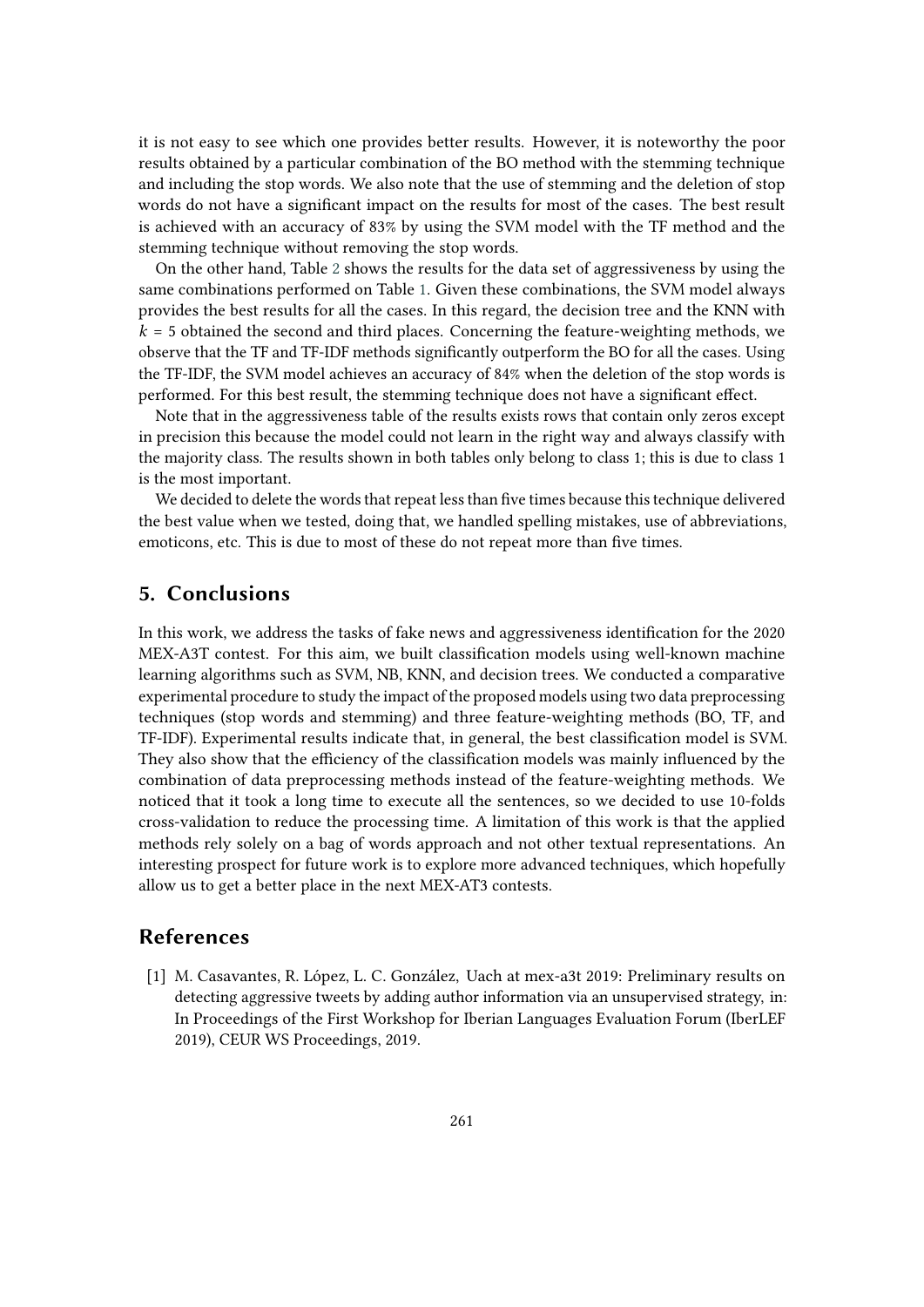it is not easy to see which one provides better results. However, it is noteworthy the poor results obtained by a particular combination of the BO method with the stemming technique and including the stop words. We also note that the use of stemming and the deletion of stop words do not have a significant impact on the results for most of the cases. The best result is achieved with an accuracy of 83% by using the SVM model with the TF method and the stemming technique without removing the stop words.

On the other hand, Table 2 shows the results for the data set of aggressiveness by using the same combinations performed on Table 1. Given these combinations, the SVM model always provides the best results for all the cases. In this regard, the decision tree and the KNN with $k = 5$ obtained the second and third places. Concerning the feature-weighting methods, we observe that the TF and TF-IDF methods significantly outperform the BO for all the cases. Using the TF-IDF, the SVM model achieves an accuracy of 84% when the deletion of the stop words is performed. For this best result, the stemming technique does not have a significant effect.

Note that in the aggressiveness table of the results exists rows that contain only zeros except in precision this because the model could not learn in the right way and always classify with the majority class. The results shown in both tables only belong to class 1; this is due to class 1 is the most important.

We decided to delete the words that repeat less than five times because this technique delivered the best value when we tested, doing that, we handled spelling mistakes, use of abbreviations, emoticons, etc. This is due to most of these do not repeat more than five times.

## 5. Conclusions

In this work, we address the tasks of fake news and aggressiveness identification for the 2020 MEX-A3T contest. For this aim, we built classification models using well-known machine learning algorithms such as SVM, NB, KNN, and decision trees. We conducted a comparative experimental procedure to study the impact of the proposed models using two data preprocessing techniques (stop words and stemming) and three feature-weighting methods (BO, TF, and TF-IDF). Experimental results indicate that, in general, the best classification model is SVM. They also show that the efficiency of the classification models was mainly influenced by the combination of data preprocessing methods instead of the feature-weighting methods. We noticed that it took a long time to execute all the sentences, so we decided to use 10-folds cross-validation to reduce the processing time. A limitation of this work is that the applied methods rely solely on a bag of words approach and not other textual representations. An interesting prospect for future work is to explore more advanced techniques, which hopefully allow us to get a better place in the next MEX-AT3 contests.

## References

[1] M. Casavantes, R. López, L. C. González, Uach at mex-a3t 2019: Preliminary results on detecting aggressive tweets by adding author information via an unsupervised strategy, in: In Proceedings of the First Workshop for Iberian Languages Evaluation Forum (IberLEF 2019), CEUR WS Proceedings, 2019.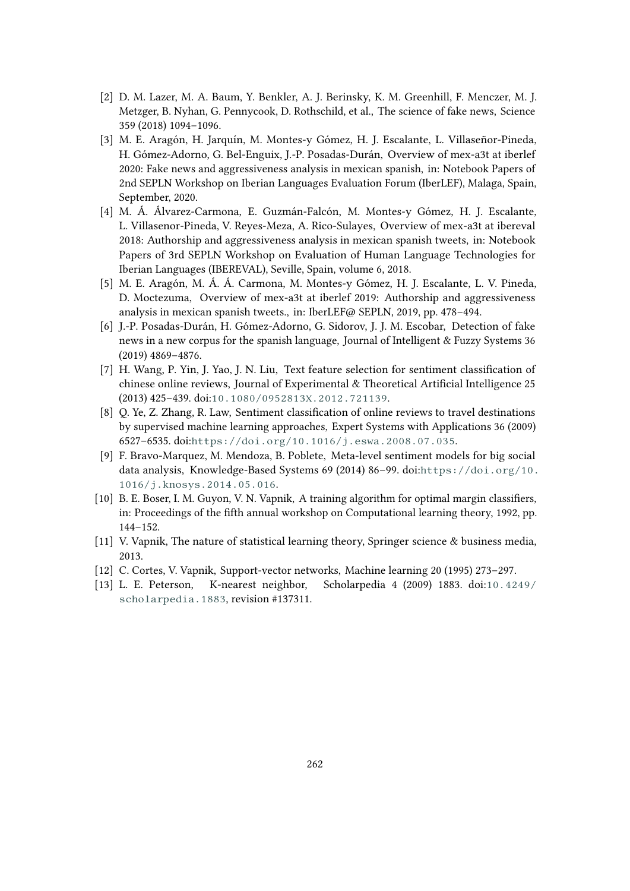[2] D. M. Lazer, M. A. Baum, Y. Benkler, A. J. Berinsky, K. M. Greenhill, F. Menczer, M. J. Metzger, B. Nyhan, G. Pennycook, D. Rothschild, et al., The science of fake news, Science 359 (2018) 1094–1096.

[3] M. E. Aragón, H. Jarquín, M. Montes-y Gómez, H. J. Escalante, L. Villaseñor-Pineda, H. Gómez-Adorno, G. Bel-Enguix, J.-P. Posadas-Durán, Overview of mex-a3t at iberlef 2020: Fake news and aggressiveness analysis in mexican spanish, in: Notebook Papers of 2nd SEPLN Workshop on Iberian Languages Evaluation Forum (IberLEF), Malaga, Spain, September, 2020.

[4] M. Á. Álvarez-Carmona, E. Guzmán-Falcón, M. Montes-y Gómez, H. J. Escalante, L. Villasenor-Pineda, V. Reyes-Meza, A. Rico-Sulayes, Overview of mex-a3t at ibereval 2018: Authorship and aggressiveness analysis in mexican spanish tweets, in: Notebook Papers of 3rd SEPLN Workshop on Evaluation of Human Language Technologies for Iberian Languages (IBEREVAL), Seville, Spain, volume 6, 2018.

[5] M. E. Aragón, M. Á. Á. Carmona, M. Montes-y Gómez, H. J. Escalante, L. V. Pineda, D. Moctezuma, Overview of mex-a3t at iberlef 2019: Authorship and aggressiveness analysis in mexican spanish tweets., in: IberLEF@ SEPLN, 2019, pp. 478–494.

[6] J.-P. Posadas-Durán, H. Gómez-Adorno, G. Sidorov, J. J. M. Escobar, Detection of fake news in a new corpus for the spanish language, Journal of Intelligent & Fuzzy Systems 36 (2019) 4869–4876.

[7] H. Wang, P. Yin, J. Yao, J. N. Liu, Text feature selection for sentiment classification of chinese online reviews, Journal of Experimental & Theoretical Artificial Intelligence 25 (2013) 425–439. doi:10.1080/0952813X.2012.721139.

[8] Q. Ye, Z. Zhang, R. Law, Sentiment classification of online reviews to travel destinations by supervised machine learning approaches, Expert Systems with Applications 36 (2009) 6527–6535. doi:https://doi.org/10.1016/j.eswa.2008.07.035.

[9] F. Bravo-Marquez, M. Mendoza, B. Poblete, Meta-level sentiment models for big social data analysis, Knowledge-Based Systems 69 (2014) 86–99. doi:https://doi.org/10.1016/j.knosys.2014.05.016.

[10] B. E. Boser, I. M. Guyon, V. N. Vapnik, A training algorithm for optimal margin classifiers, in: Proceedings of the fifth annual workshop on Computational learning theory, 1992, pp. 144–152.

[11] V. Vapnik, The nature of statistical learning theory, Springer science & business media, 2013.

[12] C. Cortes, V. Vapnik, Support-vector networks, Machine learning 20 (1995) 273–297.

[13] L. E. Peterson, K-nearest neighbor, Scholarpedia 4 (2009) 1883. doi:10.4249/scholarpedia.1883, revision #137311.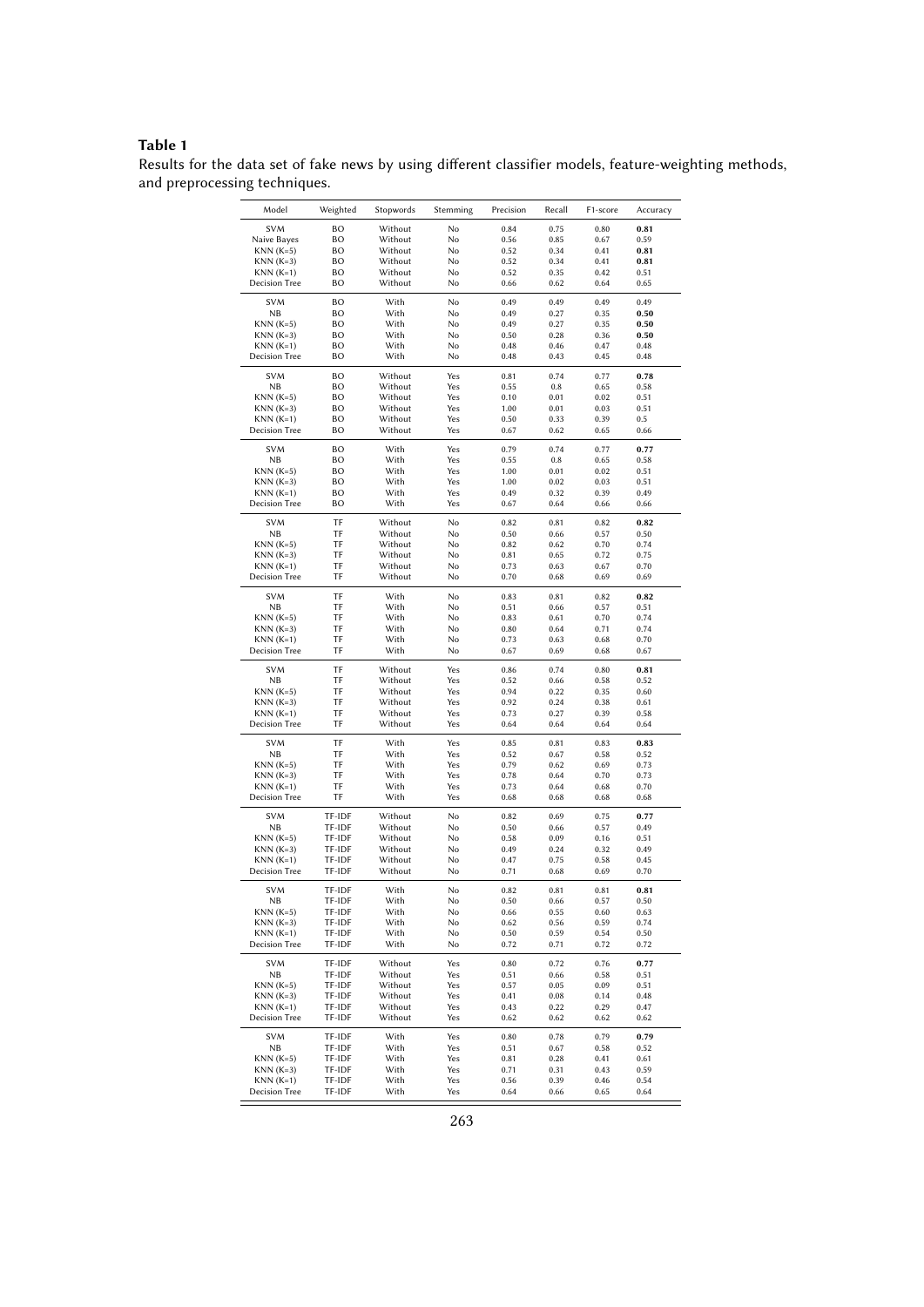**Table 1**

Results for the data set of fake news by using different classifier models, feature-weighting methods, and preprocessing techniques.

| Model | Weighted | Stopwords | Stemming | Precision | Recall | F1-score | Accuracy |
|---|---|---|---|---|---|---|---|
| SVM | BO | Without | No | 0.84 | 0.75 | 0.80 | **0.81** |
| Naive Bayes | BO | Without | No | 0.56 | 0.85 | 0.67 | 0.59 |
| KNN (K=5) | BO | Without | No | 0.52 | 0.34 | 0.41 | **0.81** |
| KNN (K=3) | BO | Without | No | 0.52 | 0.34 | 0.41 | **0.81** |
| KNN (K=1) | BO | Without | No | 0.52 | 0.35 | 0.42 | 0.51 |
| Decision Tree | BO | Without | No | 0.66 | 0.62 | 0.64 | 0.65 |
| SVM | BO | With | No | 0.49 | 0.49 | 0.49 | 0.49 |
| NB | BO | With | No | 0.49 | 0.27 | 0.35 | **0.50** |
| KNN (K=5) | BO | With | No | 0.49 | 0.27 | 0.35 | **0.50** |
| KNN (K=3) | BO | With | No | 0.50 | 0.28 | 0.36 | **0.50** |
| KNN (K=1) | BO | With | No | 0.48 | 0.46 | 0.47 | 0.48 |
| Decision Tree | BO | With | No | 0.48 | 0.43 | 0.45 | 0.48 |
| SVM | BO | Without | Yes | 0.81 | 0.74 | 0.77 | **0.78** |
| NB | BO | Without | Yes | 0.55 | 0.8 | 0.65 | 0.58 |
| KNN (K=5) | BO | Without | Yes | 0.10 | 0.01 | 0.02 | 0.51 |
| KNN (K=3) | BO | Without | Yes | 1.00 | 0.01 | 0.03 | 0.51 |
| KNN (K=1) | BO | Without | Yes | 0.50 | 0.33 | 0.39 | 0.5 |
| Decision Tree | BO | Without | Yes | 0.67 | 0.62 | 0.65 | 0.66 |
| SVM | BO | With | Yes | 0.79 | 0.74 | 0.77 | **0.77** |
| NB | BO | With | Yes | 0.55 | 0.8 | 0.65 | 0.58 |
| KNN (K=5) | BO | With | Yes | 1.00 | 0.01 | 0.02 | 0.51 |
| KNN (K=3) | BO | With | Yes | 1.00 | 0.02 | 0.03 | 0.51 |
| KNN (K=1) | BO | With | Yes | 0.49 | 0.32 | 0.39 | 0.49 |
| Decision Tree | BO | With | Yes | 0.67 | 0.64 | 0.66 | 0.66 |
| SVM | TF | Without | No | 0.82 | 0.81 | 0.82 | **0.82** |
| NB | TF | Without | No | 0.50 | 0.66 | 0.57 | 0.50 |
| KNN (K=5) | TF | Without | No | 0.82 | 0.62 | 0.70 | 0.74 |
| KNN (K=3) | TF | Without | No | 0.81 | 0.65 | 0.72 | 0.75 |
| KNN (K=1) | TF | Without | No | 0.73 | 0.63 | 0.67 | 0.70 |
| Decision Tree | TF | Without | No | 0.70 | 0.68 | 0.69 | 0.69 |
| SVM | TF | With | No | 0.83 | 0.81 | 0.82 | **0.82** |
| NB | TF | With | No | 0.51 | 0.66 | 0.57 | 0.51 |
| KNN (K=5) | TF | With | No | 0.83 | 0.61 | 0.70 | 0.74 |
| KNN (K=3) | TF | With | No | 0.80 | 0.64 | 0.71 | 0.74 |
| KNN (K=1) | TF | With | No | 0.73 | 0.63 | 0.68 | 0.70 |
| Decision Tree | TF | With | No | 0.67 | 0.69 | 0.68 | 0.67 |
| SVM | TF | Without | Yes | 0.86 | 0.74 | 0.80 | **0.81** |
| NB | TF | Without | Yes | 0.52 | 0.66 | 0.58 | 0.52 |
| KNN (K=5) | TF | Without | Yes | 0.94 | 0.22 | 0.35 | 0.60 |
| KNN (K=3) | TF | Without | Yes | 0.92 | 0.24 | 0.38 | 0.61 |
| KNN (K=1) | TF | Without | Yes | 0.73 | 0.27 | 0.39 | 0.58 |
| Decision Tree | TF | Without | Yes | 0.64 | 0.64 | 0.64 | 0.64 |
| SVM | TF | With | Yes | 0.85 | 0.81 | 0.83 | **0.83** |
| NB | TF | With | Yes | 0.52 | 0.67 | 0.58 | 0.52 |
| KNN (K=5) | TF | With | Yes | 0.79 | 0.62 | 0.69 | 0.73 |
| KNN (K=3) | TF | With | Yes | 0.78 | 0.64 | 0.70 | 0.73 |
| KNN (K=1) | TF | With | Yes | 0.73 | 0.64 | 0.68 | 0.70 |
| Decision Tree | TF | With | Yes | 0.68 | 0.68 | 0.68 | 0.68 |
| SVM | TF-IDF | Without | No | 0.82 | 0.69 | 0.75 | **0.77** |
| NB | TF-IDF | Without | No | 0.50 | 0.66 | 0.57 | 0.49 |
| KNN (K=5) | TF-IDF | Without | No | 0.58 | 0.09 | 0.16 | 0.51 |
| KNN (K=3) | TF-IDF | Without | No | 0.49 | 0.24 | 0.32 | 0.49 |
| KNN (K=1) | TF-IDF | Without | No | 0.47 | 0.75 | 0.58 | 0.45 |
| Decision Tree | TF-IDF | Without | No | 0.71 | 0.68 | 0.69 | 0.70 |
| SVM | TF-IDF | With | No | 0.82 | 0.81 | 0.81 | **0.81** |
| NB | TF-IDF | With | No | 0.50 | 0.66 | 0.57 | 0.50 |
| KNN (K=5) | TF-IDF | With | No | 0.66 | 0.55 | 0.60 | 0.63 |
| KNN (K=3) | TF-IDF | With | No | 0.62 | 0.56 | 0.59 | 0.74 |
| KNN (K=1) | TF-IDF | With | No | 0.50 | 0.59 | 0.54 | 0.50 |
| Decision Tree | TF-IDF | With | No | 0.72 | 0.71 | 0.72 | 0.72 |
| SVM | TF-IDF | Without | Yes | 0.80 | 0.72 | 0.76 | **0.77** |
| NB | TF-IDF | Without | Yes | 0.51 | 0.66 | 0.58 | 0.51 |
| KNN (K=5) | TF-IDF | Without | Yes | 0.57 | 0.05 | 0.09 | 0.51 |
| KNN (K=3) | TF-IDF | Without | Yes | 0.41 | 0.08 | 0.14 | 0.48 |
| KNN (K=1) | TF-IDF | Without | Yes | 0.43 | 0.22 | 0.29 | 0.47 |
| Decision Tree | TF-IDF | Without | Yes | 0.62 | 0.62 | 0.62 | 0.62 |
| SVM | TF-IDF | With | Yes | 0.80 | 0.78 | 0.79 | **0.79** |
| NB | TF-IDF | With | Yes | 0.51 | 0.67 | 0.58 | 0.52 |
| KNN (K=5) | TF-IDF | With | Yes | 0.81 | 0.28 | 0.41 | 0.61 |
| KNN (K=3) | TF-IDF | With | Yes | 0.71 | 0.31 | 0.43 | 0.59 |
| KNN (K=1) | TF-IDF | With | Yes | 0.56 | 0.39 | 0.46 | 0.54 |
| Decision Tree | TF-IDF | With | Yes | 0.64 | 0.66 | 0.65 | 0.64 |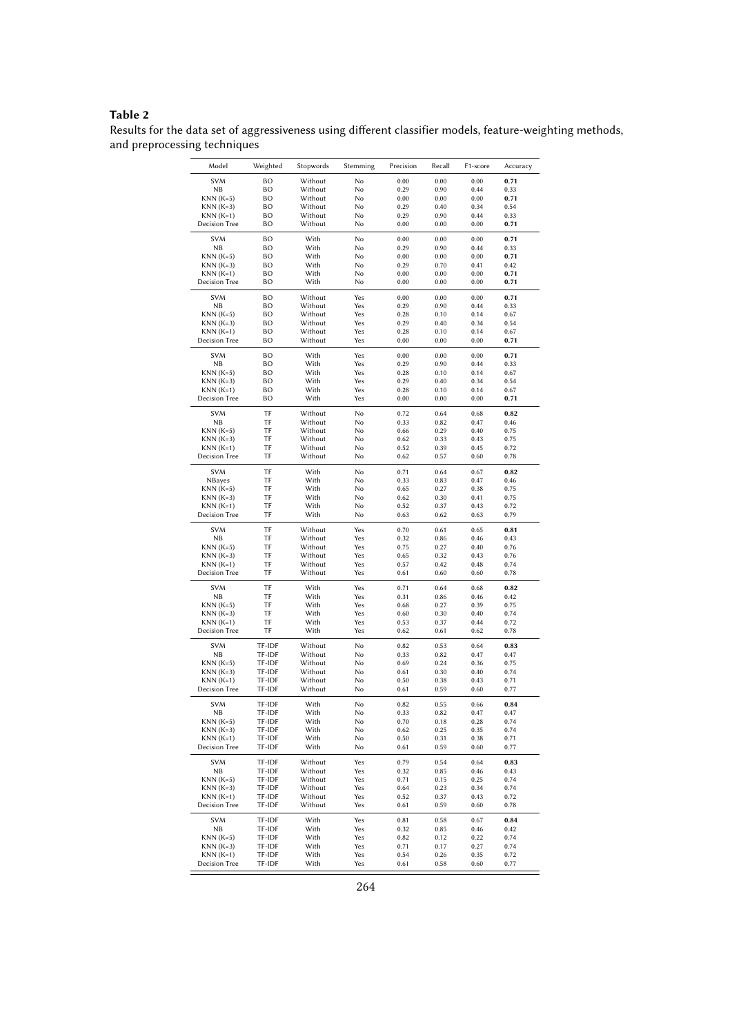**Table 2**

Results for the data set of aggressiveness using different classifier models, feature-weighting methods, and preprocessing techniques

| Model | Weighted | Stopwords | Stemming | Precision | Recall | F1-score | Accuracy |
|---|---|---|---|---|---|---|---|
| SVM | BO | Without | No | 0.00 | 0.00 | 0.00 | **0.71** |
| NB | BO | Without | No | 0.29 | 0.90 | 0.44 | 0.33 |
| KNN (K=5) | BO | Without | No | 0.00 | 0.00 | 0.00 | **0.71** |
| KNN (K=3) | BO | Without | No | 0.29 | 0.40 | 0.34 | 0.54 |
| KNN (K=1) | BO | Without | No | 0.29 | 0.90 | 0.44 | 0.33 |
| Decision Tree | BO | Without | No | 0.00 | 0.00 | 0.00 | **0.71** |
| SVM | BO | With | No | 0.00 | 0.00 | 0.00 | **0.71** |
| NB | BO | With | No | 0.29 | 0.90 | 0.44 | 0.33 |
| KNN (K=5) | BO | With | No | 0.00 | 0.00 | 0.00 | **0.71** |
| KNN (K=3) | BO | With | No | 0.29 | 0.70 | 0.41 | 0.42 |
| KNN (K=1) | BO | With | No | 0.00 | 0.00 | 0.00 | **0.71** |
| Decision Tree | BO | With | No | 0.00 | 0.00 | 0.00 | **0.71** |
| SVM | BO | Without | Yes | 0.00 | 0.00 | 0.00 | **0.71** |
| NB | BO | Without | Yes | 0.29 | 0.90 | 0.44 | 0.33 |
| KNN (K=5) | BO | Without | Yes | 0.28 | 0.10 | 0.14 | 0.67 |
| KNN (K=3) | BO | Without | Yes | 0.29 | 0.40 | 0.34 | 0.54 |
| KNN (K=1) | BO | Without | Yes | 0.28 | 0.10 | 0.14 | 0.67 |
| Decision Tree | BO | Without | Yes | 0.00 | 0.00 | 0.00 | **0.71** |
| SVM | BO | With | Yes | 0.00 | 0.00 | 0.00 | **0.71** |
| NB | BO | With | Yes | 0.29 | 0.90 | 0.44 | 0.33 |
| KNN (K=5) | BO | With | Yes | 0.28 | 0.10 | 0.14 | 0.67 |
| KNN (K=3) | BO | With | Yes | 0.29 | 0.40 | 0.34 | 0.54 |
| KNN (K=1) | BO | With | Yes | 0.28 | 0.10 | 0.14 | 0.67 |
| Decision Tree | BO | With | Yes | 0.00 | 0.00 | 0.00 | **0.71** |
| SVM | TF | Without | No | 0.72 | 0.64 | 0.68 | **0.82** |
| NB | TF | Without | No | 0.33 | 0.82 | 0.47 | 0.46 |
| KNN (K=5) | TF | Without | No | 0.66 | 0.29 | 0.40 | 0.75 |
| KNN (K=3) | TF | Without | No | 0.62 | 0.33 | 0.43 | 0.75 |
| KNN (K=1) | TF | Without | No | 0.52 | 0.39 | 0.45 | 0.72 |
| Decision Tree | TF | Without | No | 0.62 | 0.57 | 0.60 | 0.78 |
| SVM | TF | With | No | 0.71 | 0.64 | 0.67 | **0.82** |
| NBayes | TF | With | No | 0.33 | 0.83 | 0.47 | 0.46 |
| KNN (K=5) | TF | With | No | 0.65 | 0.27 | 0.38 | 0.75 |
| KNN (K=3) | TF | With | No | 0.62 | 0.30 | 0.41 | 0.75 |
| KNN (K=1) | TF | With | No | 0.52 | 0.37 | 0.43 | 0.72 |
| Decision Tree | TF | With | No | 0.63 | 0.62 | 0.63 | 0.79 |
| SVM | TF | Without | Yes | 0.70 | 0.61 | 0.65 | **0.81** |
| NB | TF | Without | Yes | 0.32 | 0.86 | 0.46 | 0.43 |
| KNN (K=5) | TF | Without | Yes | 0.75 | 0.27 | 0.40 | 0.76 |
| KNN (K=3) | TF | Without | Yes | 0.65 | 0.32 | 0.43 | 0.76 |
| KNN (K=1) | TF | Without | Yes | 0.57 | 0.42 | 0.48 | 0.74 |
| Decision Tree | TF | Without | Yes | 0.61 | 0.60 | 0.60 | 0.78 |
| SVM | TF | With | Yes | 0.71 | 0.64 | 0.68 | **0.82** |
| NB | TF | With | Yes | 0.31 | 0.86 | 0.46 | 0.42 |
| KNN (K=5) | TF | With | Yes | 0.68 | 0.27 | 0.39 | 0.75 |
| KNN (K=3) | TF | With | Yes | 0.60 | 0.30 | 0.40 | 0.74 |
| KNN (K=1) | TF | With | Yes | 0.53 | 0.37 | 0.44 | 0.72 |
| Decision Tree | TF | With | Yes | 0.62 | 0.61 | 0.62 | 0.78 |
| SVM | TF-IDF | Without | No | 0.82 | 0.53 | 0.64 | **0.83** |
| NB | TF-IDF | Without | No | 0.33 | 0.82 | 0.47 | 0.47 |
| KNN (K=5) | TF-IDF | Without | No | 0.69 | 0.24 | 0.36 | 0.75 |
| KNN (K=3) | TF-IDF | Without | No | 0.61 | 0.30 | 0.40 | 0.74 |
| KNN (K=1) | TF-IDF | Without | No | 0.50 | 0.38 | 0.43 | 0.71 |
| Decision Tree | TF-IDF | Without | No | 0.61 | 0.59 | 0.60 | 0.77 |
| SVM | TF-IDF | With | No | 0.82 | 0.55 | 0.66 | **0.84** |
| NB | TF-IDF | With | No | 0.33 | 0.82 | 0.47 | 0.47 |
| KNN (K=5) | TF-IDF | With | No | 0.70 | 0.18 | 0.28 | 0.74 |
| KNN (K=3) | TF-IDF | With | No | 0.62 | 0.25 | 0.35 | 0.74 |
| KNN (K=1) | TF-IDF | With | No | 0.50 | 0.31 | 0.38 | 0.71 |
| Decision Tree | TF-IDF | With | No | 0.61 | 0.59 | 0.60 | 0.77 |
| SVM | TF-IDF | Without | Yes | 0.79 | 0.54 | 0.64 | **0.83** |
| NB | TF-IDF | Without | Yes | 0.32 | 0.85 | 0.46 | 0.43 |
| KNN (K=5) | TF-IDF | Without | Yes | 0.71 | 0.15 | 0.25 | 0.74 |
| KNN (K=3) | TF-IDF | Without | Yes | 0.64 | 0.23 | 0.34 | 0.74 |
| KNN (K=1) | TF-IDF | Without | Yes | 0.52 | 0.37 | 0.43 | 0.72 |
| Decision Tree | TF-IDF | Without | Yes | 0.61 | 0.59 | 0.60 | 0.78 |
| SVM | TF-IDF | With | Yes | 0.81 | 0.58 | 0.67 | **0.84** |
| NB | TF-IDF | With | Yes | 0.32 | 0.85 | 0.46 | 0.42 |
| KNN (K=5) | TF-IDF | With | Yes | 0.82 | 0.12 | 0.22 | 0.74 |
| KNN (K=3) | TF-IDF | With | Yes | 0.71 | 0.17 | 0.27 | 0.74 |
| KNN (K=1) | TF-IDF | With | Yes | 0.54 | 0.26 | 0.35 | 0.72 |
| Decision Tree | TF-IDF | With | Yes | 0.61 | 0.58 | 0.60 | 0.77 |